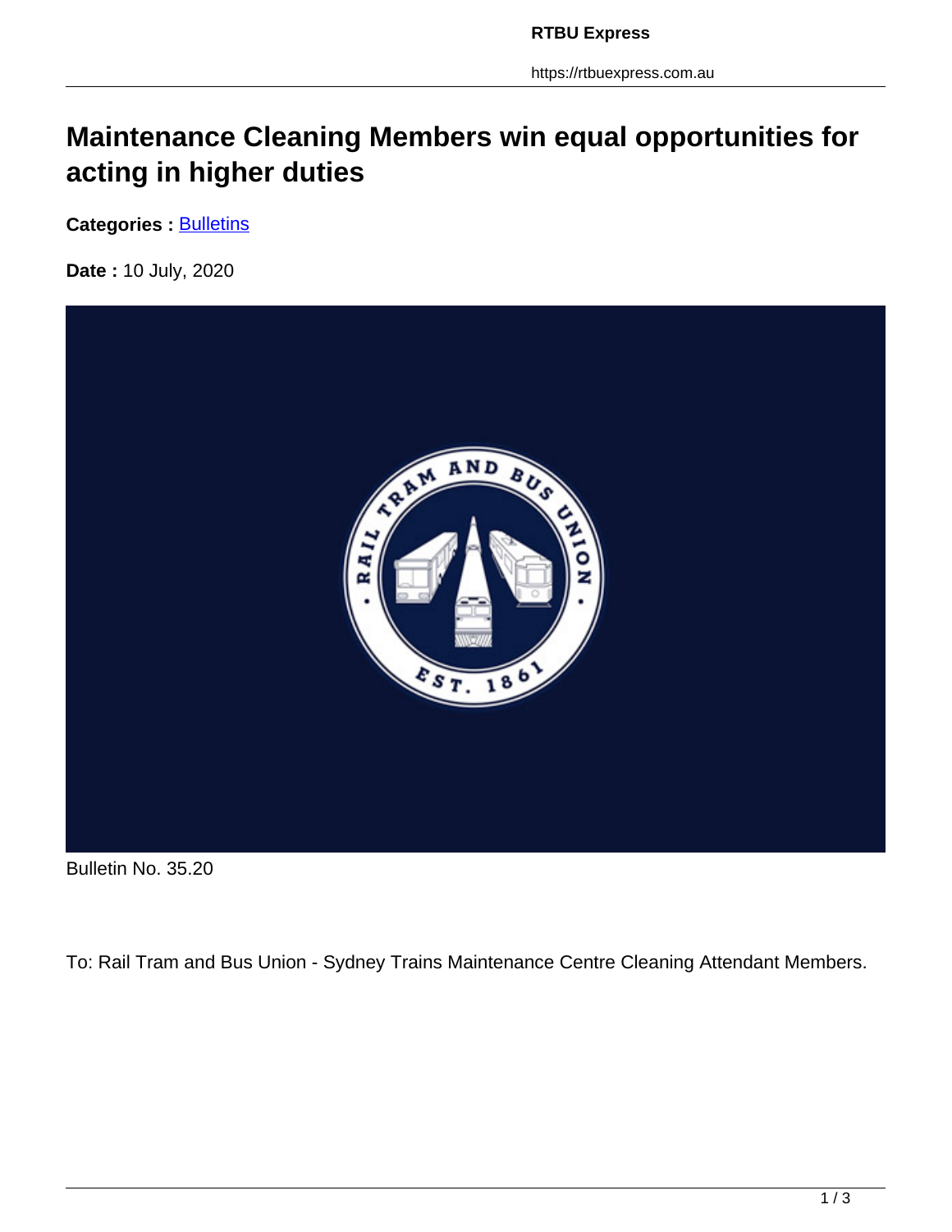# Maintenance Cleaning Members win equal opportunities for acting in higher duties

**Categories :** Bulletins

**Date :** 10 July, 2020

Bulletin No. 35.20

To: Rail Tram and Bus Union - Sydney Trains Maintenance Centre Cleaning Attendant Members.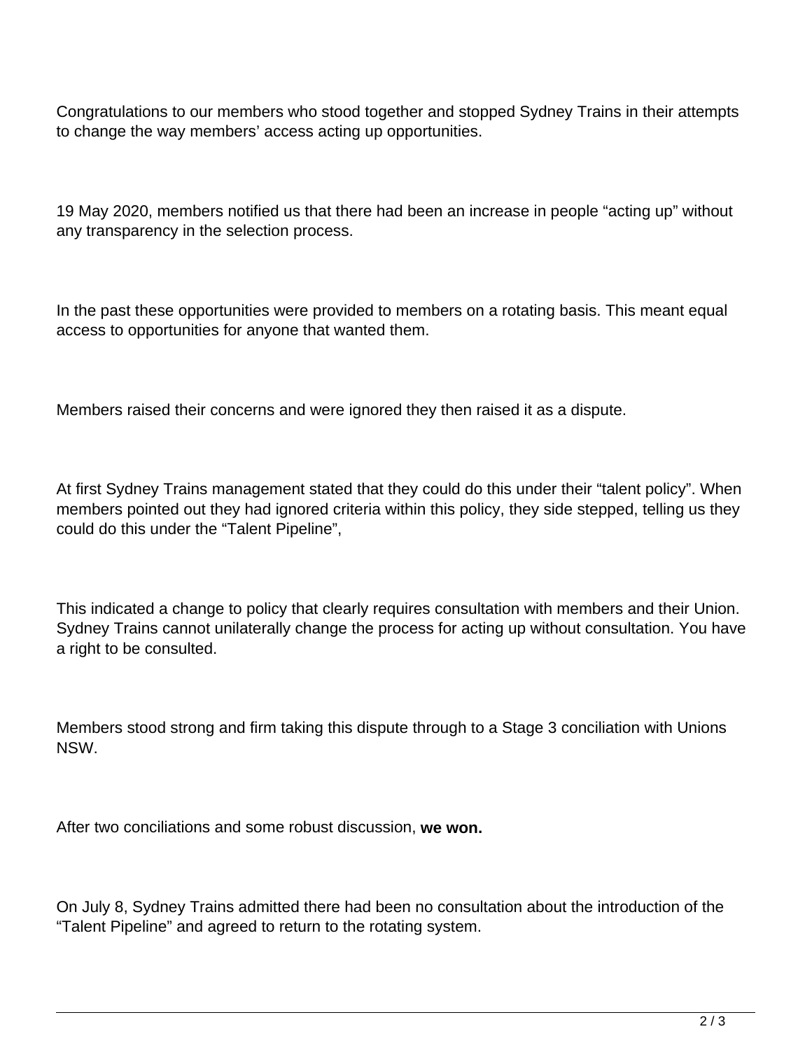Congratulations to our members who stood together and stopped Sydney Trains in their attempts to change the way members' access acting up opportunities.

19 May 2020, members notified us that there had been an increase in people "acting up" without any transparency in the selection process.

In the past these opportunities were provided to members on a rotating basis. This meant equal access to opportunities for anyone that wanted them.

Members raised their concerns and were ignored they then raised it as a dispute.

At first Sydney Trains management stated that they could do this under their "talent policy". When members pointed out they had ignored criteria within this policy, they side stepped, telling us they could do this under the "Talent Pipeline",

This indicated a change to policy that clearly requires consultation with members and their Union. Sydney Trains cannot unilaterally change the process for acting up without consultation. You have a right to be consulted.

Members stood strong and firm taking this dispute through to a Stage 3 conciliation with Unions NSW.

After two conciliations and some robust discussion, **we won.**

On July 8, Sydney Trains admitted there had been no consultation about the introduction of the "Talent Pipeline" and agreed to return to the rotating system.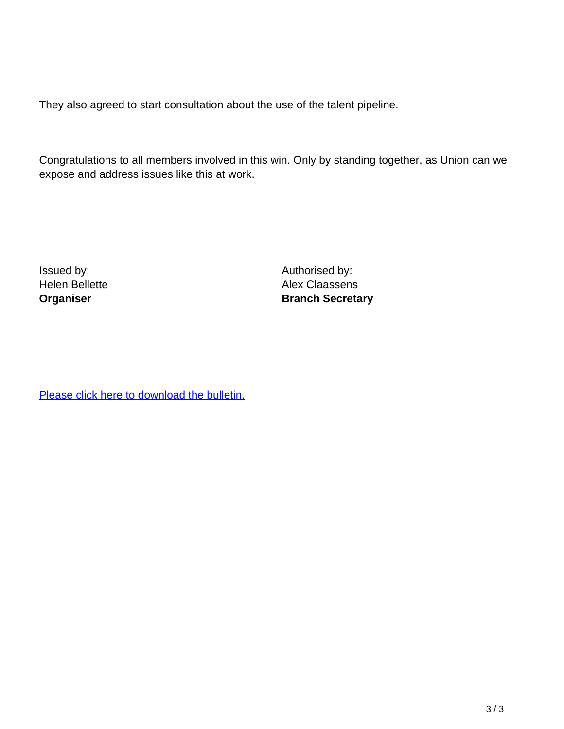They also agreed to start consultation about the use of the talent pipeline.

Congratulations to all members involved in this win. Only by standing together, as Union can we expose and address issues like this at work.

Issued by:
Helen Bellette
**Organiser**

Authorised by:
Alex Claassens
**Branch Secretary**

Please click here to download the bulletin.